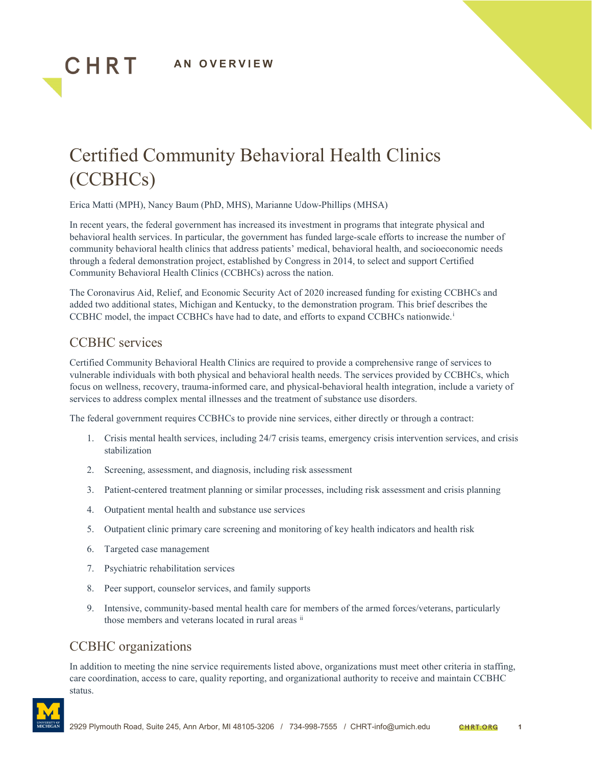CHRT **AN OVERVIEW**

# Certified Community Behavioral Health Clinics (CCBHCs)

Erica Matti (MPH), Nancy Baum (PhD, MHS), Marianne Udow-Phillips (MHSA)

In recent years, the federal government has increased its investment in programs that integrate physical and behavioral health services. In particular, the government has funded large-scale efforts to increase the number of community behavioral health clinics that address patients' medical, behavioral health, and socioeconomic needs through a federal demonstration project, established by Congress in 2014, to select and support Certified Community Behavioral Health Clinics (CCBHCs) across the nation.

The Coronavirus Aid, Relief, and Economic Security Act of 2020 increased funding for existing CCBHCs and added two additional states, Michigan and Kentucky, to the demonstration program. This brief describes the CCBHC model, the impact CCBHCs have had to date, and efforts to expand CCBHCs nationwide.[i]

## CCBHC services

Certified Community Behavioral Health Clinics are required to provide a comprehensive range of services to vulnerable individuals with both physical and behavioral health needs. The services provided by CCBHCs, which focus on wellness, recovery, trauma-informed care, and physical-behavioral health integration, include a variety of services to address complex mental illnesses and the treatment of substance use disorders.

The federal government requires CCBHCs to provide nine services, either directly or through a contract:

1. Crisis mental health services, including 24/7 crisis teams, emergency crisis intervention services, and crisis stabilization
2. Screening, assessment, and diagnosis, including risk assessment
3. Patient-centered treatment planning or similar processes, including risk assessment and crisis planning
4. Outpatient mental health and substance use services
5. Outpatient clinic primary care screening and monitoring of key health indicators and health risk
6. Targeted case management
7. Psychiatric rehabilitation services
8. Peer support, counselor services, and family supports
9. Intensive, community-based mental health care for members of the armed forces/veterans, particularly those members and veterans located in rural areas [ii]

## CCBHC organizations

In addition to meeting the nine service requirements listed above, organizations must meet other criteria in staffing, care coordination, access to care, quality reporting, and organizational authority to receive and maintain CCBHC status.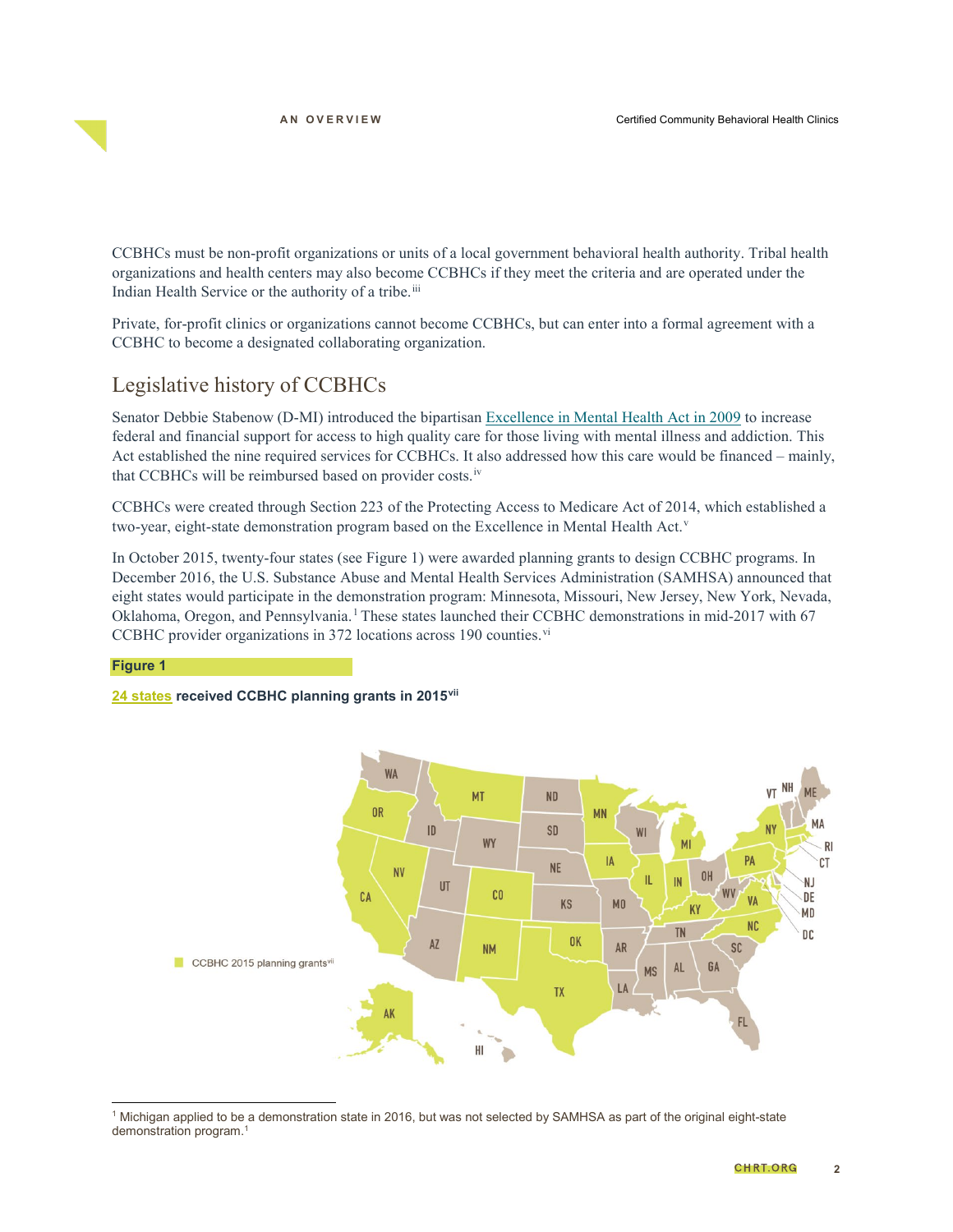CCBHCs must be non-profit organizations or units of a local government behavioral health authority. Tribal health organizations and health centers may also become CCBHCs if they meet the criteria and are operated under the Indian Health Service or the authority of a tribe.[iii]

Private, for-profit clinics or organizations cannot become CCBHCs, but can enter into a formal agreement with a CCBHC to become a designated collaborating organization.

## Legislative history of CCBHCs

Senator Debbie Stabenow (D-MI) introduced the bipartisan Excellence in Mental Health Act in 2009 to increase federal and financial support for access to high quality care for those living with mental illness and addiction. This Act established the nine required services for CCBHCs. It also addressed how this care would be financed – mainly, that CCBHCs will be reimbursed based on provider costs.[iv]

CCBHCs were created through Section 223 of the Protecting Access to Medicare Act of 2014, which established a two-year, eight-state demonstration program based on the Excellence in Mental Health Act.[v]

In October 2015, twenty-four states (see Figure 1) were awarded planning grants to design CCBHC programs. In December 2016, the U.S. Substance Abuse and Mental Health Services Administration (SAMHSA) announced that eight states would participate in the demonstration program: Minnesota, Missouri, New Jersey, New York, Nevada, Oklahoma, Oregon, and Pennsylvania.[1] These states launched their CCBHC demonstrations in mid-2017 with 67 CCBHC provider organizations in 372 locations across 190 counties.[vi]

**Figure 1**

**24 states received CCBHC planning grants in 2015**[vii]

CCBHC 2015 planning grants[vii]

---

[1] Michigan applied to be a demonstration state in 2016, but was not selected by SAMHSA as part of the original eight-state demonstration program.[1]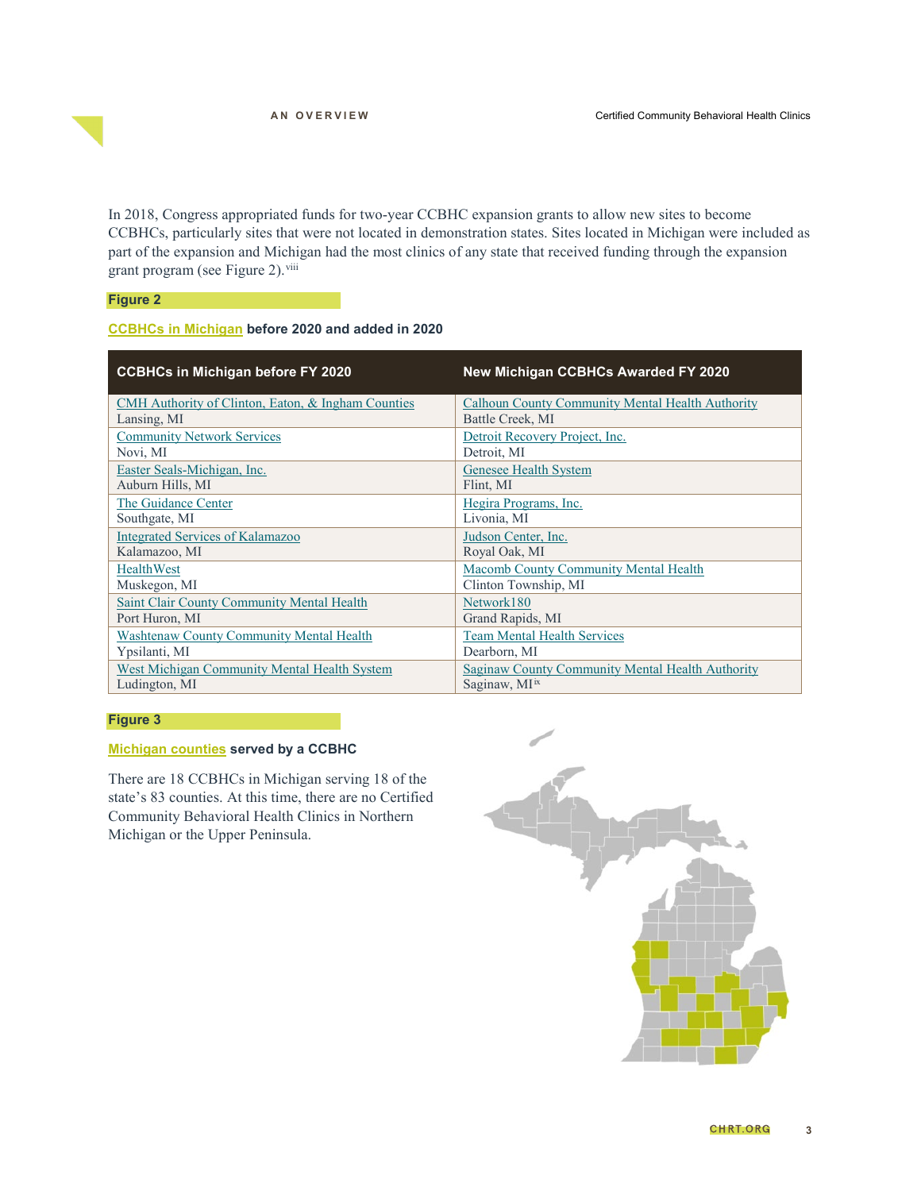In 2018, Congress appropriated funds for two-year CCBHC expansion grants to allow new sites to become CCBHCs, particularly sites that were not located in demonstration states. Sites located in Michigan were included as part of the expansion and Michigan had the most clinics of any state that received funding through the expansion grant program (see Figure 2).[viii]

**Figure 2**

**CCBHCs in Michigan before 2020 and added in 2020**

| CCBHCs in Michigan before FY 2020 | New Michigan CCBHCs Awarded FY 2020 |
|---|---|
| CMH Authority of Clinton, Eaton, & Ingham Counties<br>Lansing, MI | Calhoun County Community Mental Health Authority<br>Battle Creek, MI |
| Community Network Services<br>Novi, MI | Detroit Recovery Project, Inc.<br>Detroit, MI |
| Easter Seals-Michigan, Inc.<br>Auburn Hills, MI | Genesee Health System<br>Flint, MI |
| The Guidance Center<br>Southgate, MI | Hegira Programs, Inc.<br>Livonia, MI |
| Integrated Services of Kalamazoo<br>Kalamazoo, MI | Judson Center, Inc.<br>Royal Oak, MI |
| HealthWest<br>Muskegon, MI | Macomb County Community Mental Health<br>Clinton Township, MI |
| Saint Clair County Community Mental Health<br>Port Huron, MI | Network180<br>Grand Rapids, MI |
| Washtenaw County Community Mental Health<br>Ypsilanti, MI | Team Mental Health Services<br>Dearborn, MI |
| West Michigan Community Mental Health System<br>Ludington, MI | Saginaw County Community Mental Health Authority<br>Saginaw, MI[ix] |

**Figure 3**

**Michigan counties served by a CCBHC**

There are 18 CCBHCs in Michigan serving 18 of the state's 83 counties. At this time, there are no Certified Community Behavioral Health Clinics in Northern Michigan or the Upper Peninsula.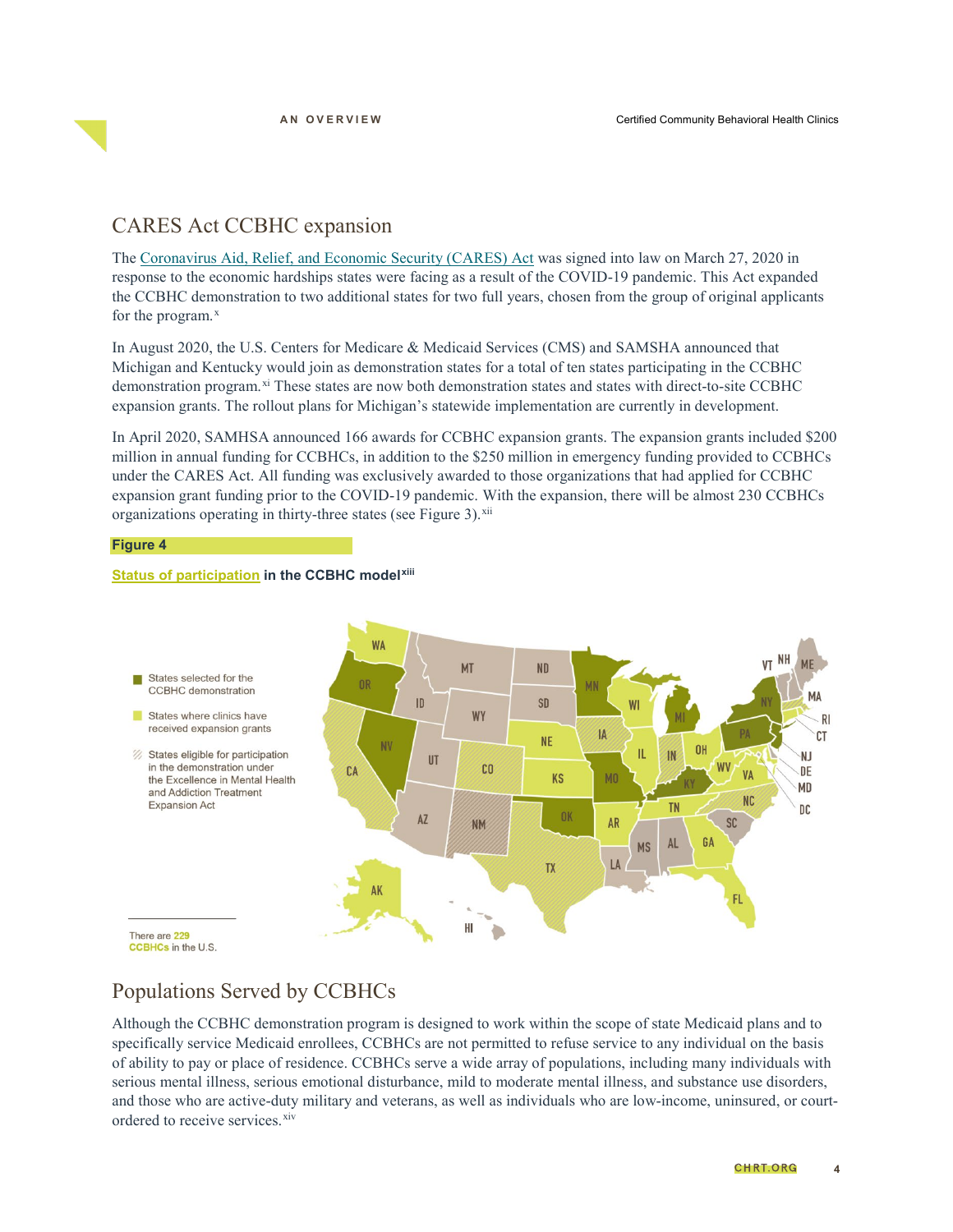## CARES Act CCBHC expansion

The Coronavirus Aid, Relief, and Economic Security (CARES) Act was signed into law on March 27, 2020 in response to the economic hardships states were facing as a result of the COVID-19 pandemic. This Act expanded the CCBHC demonstration to two additional states for two full years, chosen from the group of original applicants for the program.[x]

In August 2020, the U.S. Centers for Medicare & Medicaid Services (CMS) and SAMSHA announced that Michigan and Kentucky would join as demonstration states for a total of ten states participating in the CCBHC demonstration program.[xi] These states are now both demonstration states and states with direct-to-site CCBHC expansion grants. The rollout plans for Michigan's statewide implementation are currently in development.

In April 2020, SAMHSA announced 166 awards for CCBHC expansion grants. The expansion grants included $200 million in annual funding for CCBHCs, in addition to the $250 million in emergency funding provided to CCBHCs under the CARES Act. All funding was exclusively awarded to those organizations that had applied for CCBHC expansion grant funding prior to the COVID-19 pandemic. With the expansion, there will be almost 230 CCBHCs organizations operating in thirty-three states (see Figure 3).[xii]

**Figure 4**

**Status of participation in the CCBHC model**[xiii]

- States selected for the CCBHC demonstration
- States where clinics have received expansion grants
- States eligible for participation in the demonstration under the Excellence in Mental Health and Addiction Treatment Expansion Act

There are 229 CCBHCs in the U.S.

## Populations Served by CCBHCs

Although the CCBHC demonstration program is designed to work within the scope of state Medicaid plans and to specifically service Medicaid enrollees, CCBHCs are not permitted to refuse service to any individual on the basis of ability to pay or place of residence. CCBHCs serve a wide array of populations, including many individuals with serious mental illness, serious emotional disturbance, mild to moderate mental illness, and substance use disorders, and those who are active-duty military and veterans, as well as individuals who are low-income, uninsured, or court-ordered to receive services.[xiv]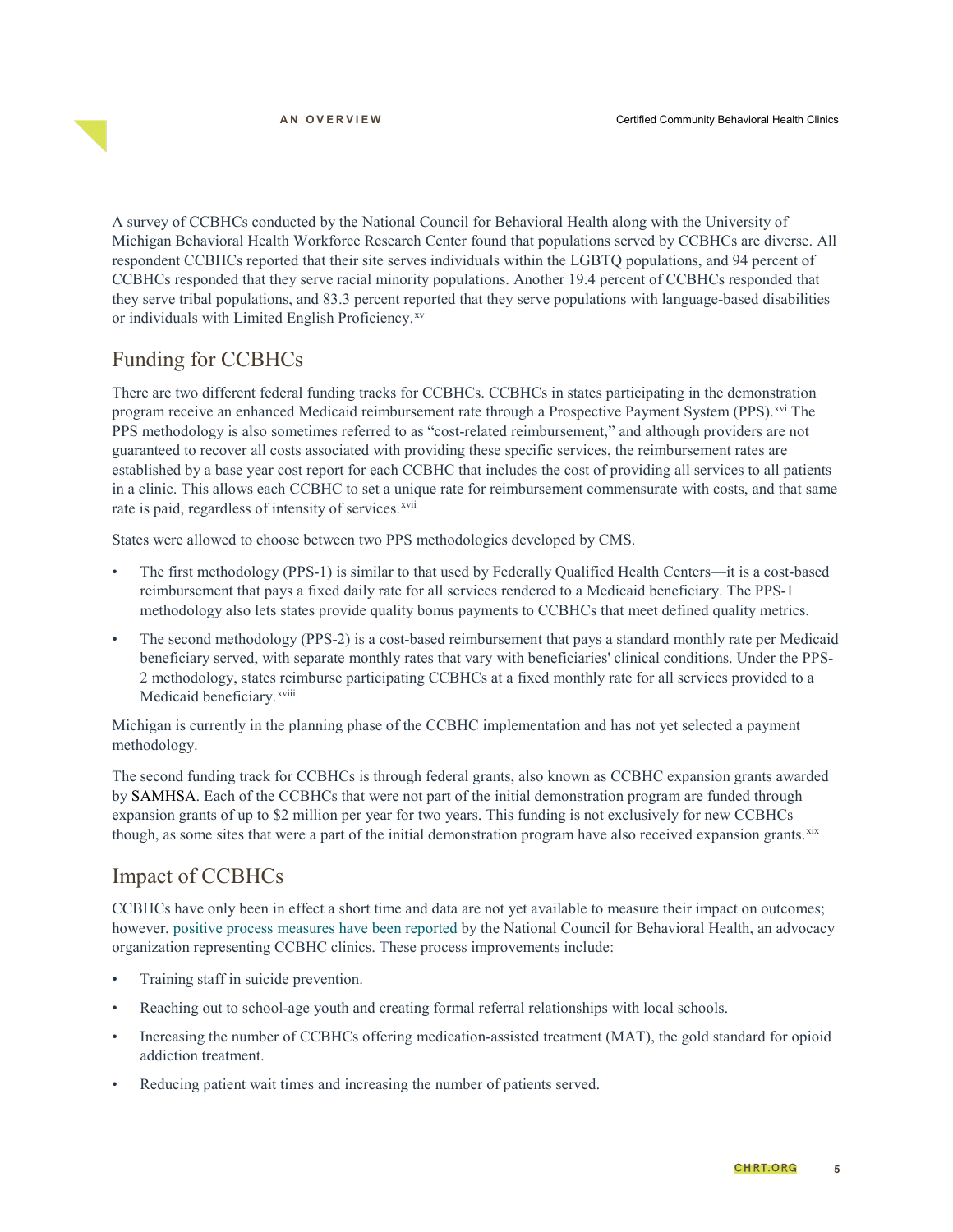A survey of CCBHCs conducted by the National Council for Behavioral Health along with the University of Michigan Behavioral Health Workforce Research Center found that populations served by CCBHCs are diverse. All respondent CCBHCs reported that their site serves individuals within the LGBTQ populations, and 94 percent of CCBHCs responded that they serve racial minority populations. Another 19.4 percent of CCBHCs responded that they serve tribal populations, and 83.3 percent reported that they serve populations with language-based disabilities or individuals with Limited English Proficiency.[xv]

## Funding for CCBHCs

There are two different federal funding tracks for CCBHCs. CCBHCs in states participating in the demonstration program receive an enhanced Medicaid reimbursement rate through a Prospective Payment System (PPS).[xvi] The PPS methodology is also sometimes referred to as "cost-related reimbursement," and although providers are not guaranteed to recover all costs associated with providing these specific services, the reimbursement rates are established by a base year cost report for each CCBHC that includes the cost of providing all services to all patients in a clinic. This allows each CCBHC to set a unique rate for reimbursement commensurate with costs, and that same rate is paid, regardless of intensity of services.[xvii]

States were allowed to choose between two PPS methodologies developed by CMS.

- The first methodology (PPS-1) is similar to that used by Federally Qualified Health Centers—it is a cost-based reimbursement that pays a fixed daily rate for all services rendered to a Medicaid beneficiary. The PPS-1 methodology also lets states provide quality bonus payments to CCBHCs that meet defined quality metrics.
- The second methodology (PPS-2) is a cost-based reimbursement that pays a standard monthly rate per Medicaid beneficiary served, with separate monthly rates that vary with beneficiaries' clinical conditions. Under the PPS-2 methodology, states reimburse participating CCBHCs at a fixed monthly rate for all services provided to a Medicaid beneficiary.[xviii]

Michigan is currently in the planning phase of the CCBHC implementation and has not yet selected a payment methodology.

The second funding track for CCBHCs is through federal grants, also known as CCBHC expansion grants awarded by SAMHSA. Each of the CCBHCs that were not part of the initial demonstration program are funded through expansion grants of up to $2 million per year for two years. This funding is not exclusively for new CCBHCs though, as some sites that were a part of the initial demonstration program have also received expansion grants.[xix]

## Impact of CCBHCs

CCBHCs have only been in effect a short time and data are not yet available to measure their impact on outcomes; however, [positive process measures have been reported] by the National Council for Behavioral Health, an advocacy organization representing CCBHC clinics. These process improvements include:

- Training staff in suicide prevention.
- Reaching out to school-age youth and creating formal referral relationships with local schools.
- Increasing the number of CCBHCs offering medication-assisted treatment (MAT), the gold standard for opioid addiction treatment.
- Reducing patient wait times and increasing the number of patients served.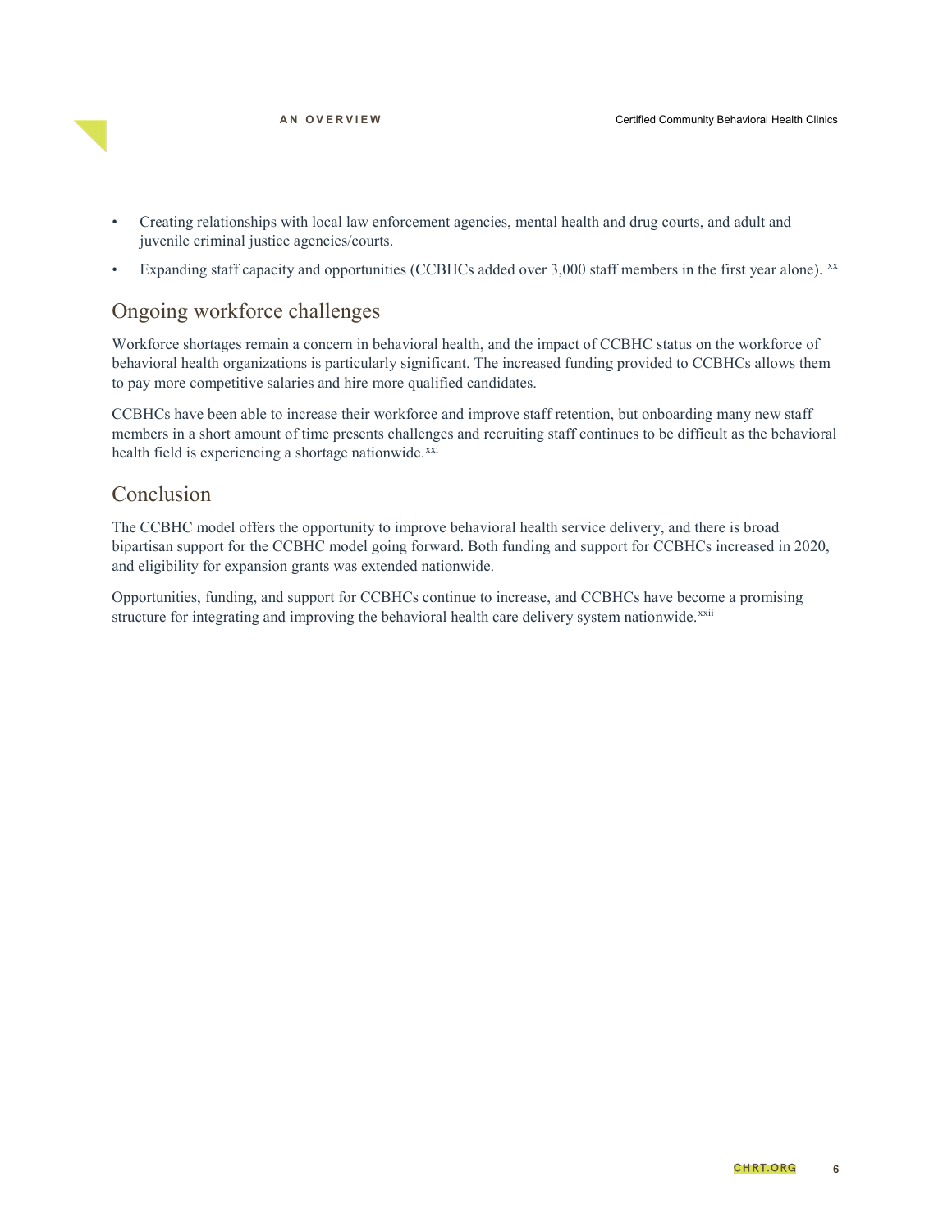- Creating relationships with local law enforcement agencies, mental health and drug courts, and adult and juvenile criminal justice agencies/courts.
- Expanding staff capacity and opportunities (CCBHCs added over 3,000 staff members in the first year alone). [xx]

## Ongoing workforce challenges

Workforce shortages remain a concern in behavioral health, and the impact of CCBHC status on the workforce of behavioral health organizations is particularly significant. The increased funding provided to CCBHCs allows them to pay more competitive salaries and hire more qualified candidates.

CCBHCs have been able to increase their workforce and improve staff retention, but onboarding many new staff members in a short amount of time presents challenges and recruiting staff continues to be difficult as the behavioral health field is experiencing a shortage nationwide.[xxi]

## Conclusion

The CCBHC model offers the opportunity to improve behavioral health service delivery, and there is broad bipartisan support for the CCBHC model going forward. Both funding and support for CCBHCs increased in 2020, and eligibility for expansion grants was extended nationwide.

Opportunities, funding, and support for CCBHCs continue to increase, and CCBHCs have become a promising structure for integrating and improving the behavioral health care delivery system nationwide.[xxii]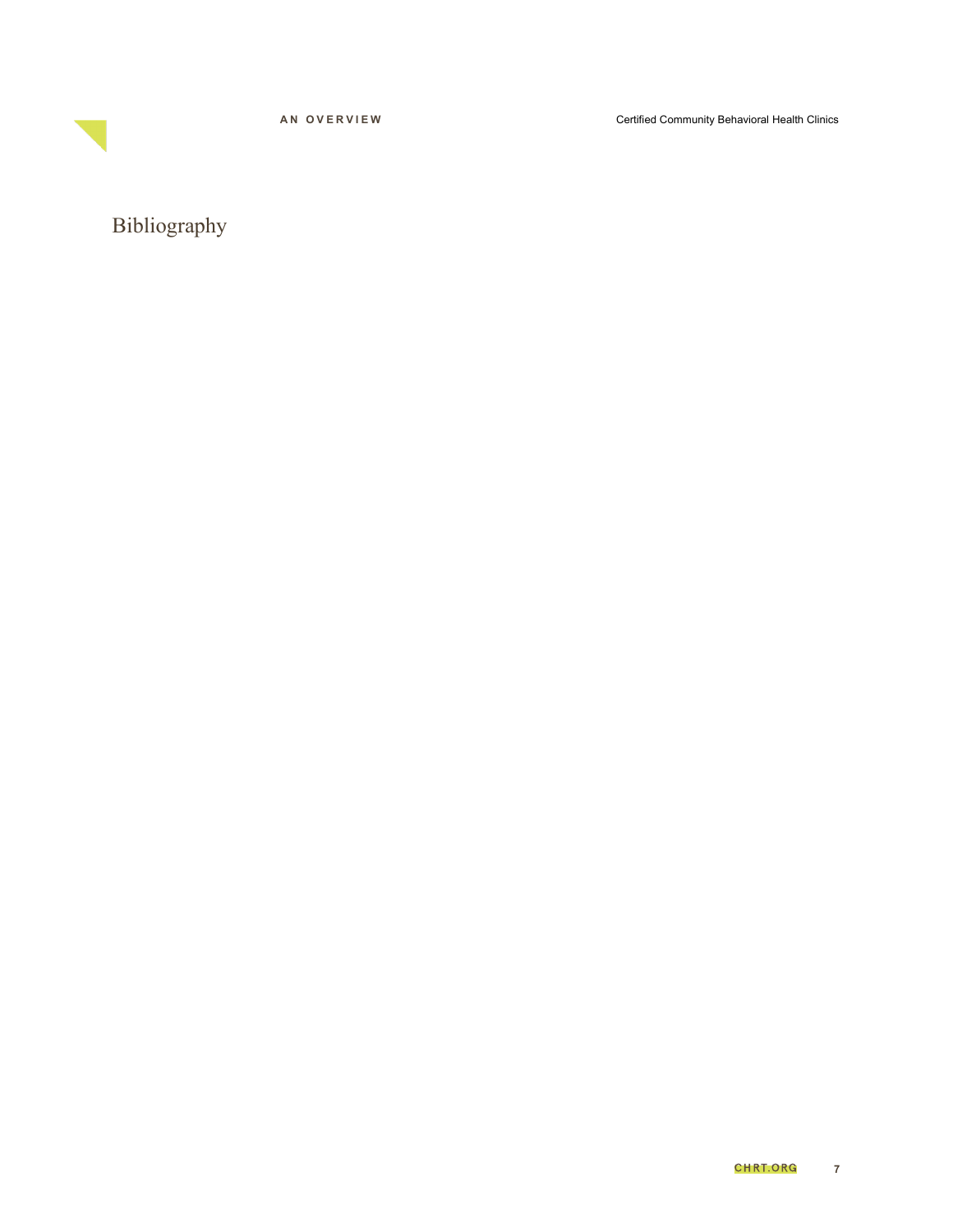# Bibliography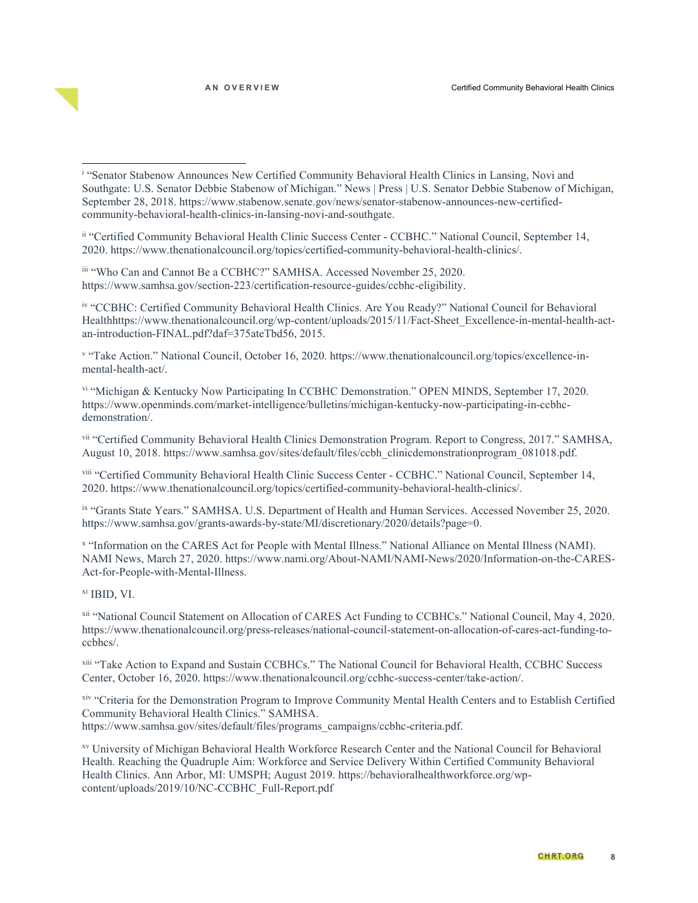[i] "Senator Stabenow Announces New Certified Community Behavioral Health Clinics in Lansing, Novi and Southgate: U.S. Senator Debbie Stabenow of Michigan." News | Press | U.S. Senator Debbie Stabenow of Michigan, September 28, 2018. https://www.stabenow.senate.gov/news/senator-stabenow-announces-new-certified-community-behavioral-health-clinics-in-lansing-novi-and-southgate.

[ii] "Certified Community Behavioral Health Clinic Success Center - CCBHC." National Council, September 14, 2020. https://www.thenationalcouncil.org/topics/certified-community-behavioral-health-clinics/.

[iii] "Who Can and Cannot Be a CCBHC?" SAMHSA. Accessed November 25, 2020. https://www.samhsa.gov/section-223/certification-resource-guides/ccbhc-eligibility.

[iv] "CCBHC: Certified Community Behavioral Health Clinics. Are You Ready?" National Council for Behavioral Healthhttps://www.thenationalcouncil.org/wp-content/uploads/2015/11/Fact-Sheet_Excellence-in-mental-health-act-an-introduction-FINAL.pdf?daf=375ateTbd56, 2015.

[v] "Take Action." National Council, October 16, 2020. https://www.thenationalcouncil.org/topics/excellence-in-mental-health-act/.

[vi] "Michigan & Kentucky Now Participating In CCBHC Demonstration." OPEN MINDS, September 17, 2020. https://www.openminds.com/market-intelligence/bulletins/michigan-kentucky-now-participating-in-ccbhc-demonstration/.

[vii] "Certified Community Behavioral Health Clinics Demonstration Program. Report to Congress, 2017." SAMHSA, August 10, 2018. https://www.samhsa.gov/sites/default/files/ccbh_clinicdemonstrationprogram_081018.pdf.

[viii] "Certified Community Behavioral Health Clinic Success Center - CCBHC." National Council, September 14, 2020. https://www.thenationalcouncil.org/topics/certified-community-behavioral-health-clinics/.

[ix] "Grants State Years." SAMHSA. U.S. Department of Health and Human Services. Accessed November 25, 2020. https://www.samhsa.gov/grants-awards-by-state/MI/discretionary/2020/details?page=0.

[x] "Information on the CARES Act for People with Mental Illness." National Alliance on Mental Illness (NAMI). NAMI News, March 27, 2020. https://www.nami.org/About-NAMI/NAMI-News/2020/Information-on-the-CARES-Act-for-People-with-Mental-Illness.

[xi] IBID, VI.

[xii] "National Council Statement on Allocation of CARES Act Funding to CCBHCs." National Council, May 4, 2020. https://www.thenationalcouncil.org/press-releases/national-council-statement-on-allocation-of-cares-act-funding-to-ccbhcs/.

[xiii] "Take Action to Expand and Sustain CCBHCs." The National Council for Behavioral Health, CCBHC Success Center, October 16, 2020. https://www.thenationalcouncil.org/ccbhc-success-center/take-action/.

[xiv] "Criteria for the Demonstration Program to Improve Community Mental Health Centers and to Establish Certified Community Behavioral Health Clinics." SAMHSA. https://www.samhsa.gov/sites/default/files/programs_campaigns/ccbhc-criteria.pdf.

[xv] University of Michigan Behavioral Health Workforce Research Center and the National Council for Behavioral Health. Reaching the Quadruple Aim: Workforce and Service Delivery Within Certified Community Behavioral Health Clinics. Ann Arbor, MI: UMSPH; August 2019. https://behavioralhealthworkforce.org/wp-content/uploads/2019/10/NC-CCBHC_Full-Report.pdf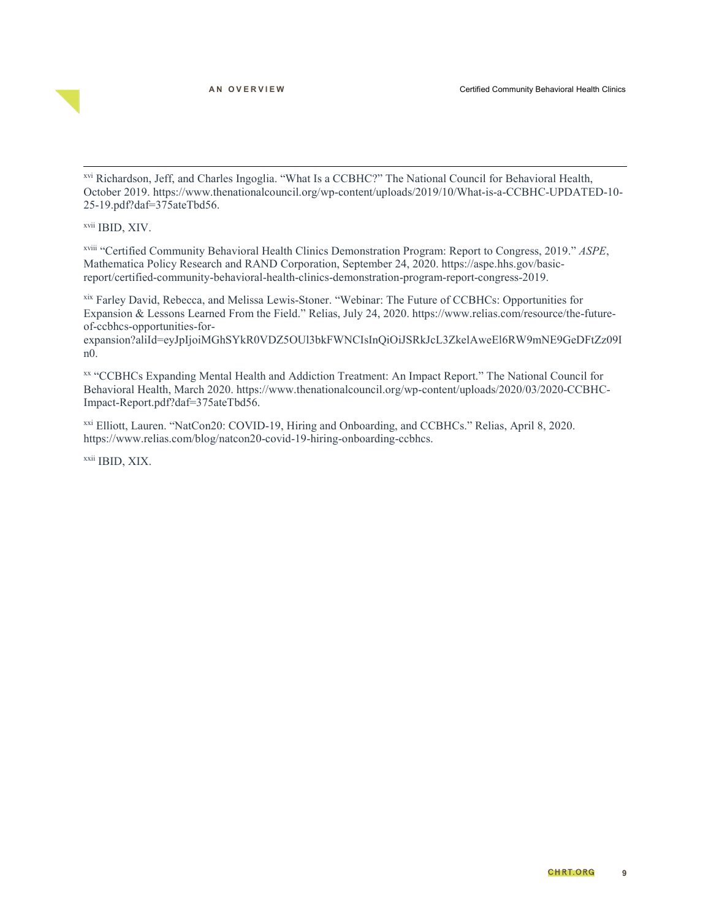[xvi] Richardson, Jeff, and Charles Ingoglia. “What Is a CCBHC?” The National Council for Behavioral Health, October 2019. https://www.thenationalcouncil.org/wp-content/uploads/2019/10/What-is-a-CCBHC-UPDATED-10-25-19.pdf?daf=375ateTbd56.

[xvii] IBID, XIV.

[xviii] “Certified Community Behavioral Health Clinics Demonstration Program: Report to Congress, 2019.” *ASPE*, Mathematica Policy Research and RAND Corporation, September 24, 2020. https://aspe.hhs.gov/basic-report/certified-community-behavioral-health-clinics-demonstration-program-report-congress-2019.

[xix] Farley David, Rebecca, and Melissa Lewis-Stoner. “Webinar: The Future of CCBHCs: Opportunities for Expansion & Lessons Learned From the Field.” Relias, July 24, 2020. https://www.relias.com/resource/the-future-of-ccbhcs-opportunities-for-expansion?aliId=eyJpIjoiMGhSYkR0VDZ5OUl3bkFWNCIsInQiOiJSRkJcL3ZkelAweEl6RW9mNE9GeDFtZz09In0.

[xx] “CCBHCs Expanding Mental Health and Addiction Treatment: An Impact Report.” The National Council for Behavioral Health, March 2020. https://www.thenationalcouncil.org/wp-content/uploads/2020/03/2020-CCBHC-Impact-Report.pdf?daf=375ateTbd56.

[xxi] Elliott, Lauren. “NatCon20: COVID-19, Hiring and Onboarding, and CCBHCs.” Relias, April 8, 2020. https://www.relias.com/blog/natcon20-covid-19-hiring-onboarding-ccbhcs.

[xxii] IBID, XIX.